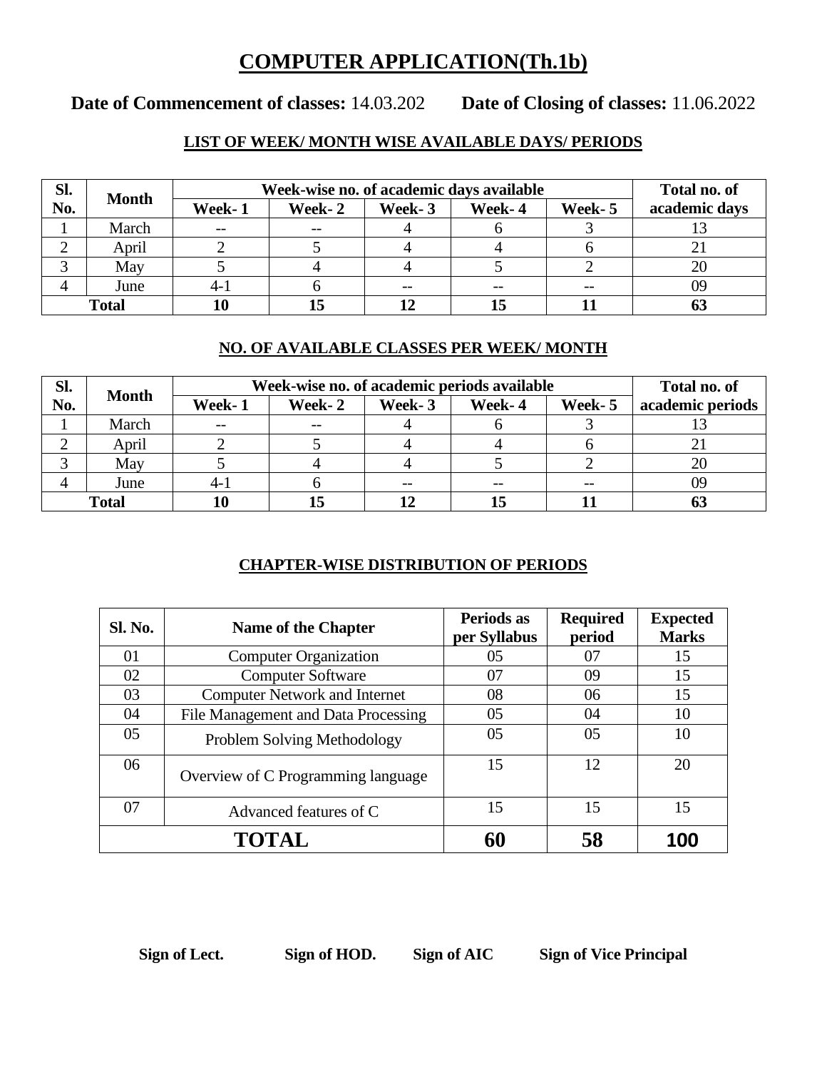# COMPUTER APPLICATION(Th.1b)

**Date of Commencement of classes:** 14.03.202 **Date of Closing of classes:** 11.06.2022

## LIST OF WEEK/ MONTH WISE AVAILABLE DAYS/ PERIODS

| Sl. No. | Month | Week-wise no. of academic days available | | | | | Total no. of academic days |
|---|---|---|---|---|---|---|---|
| | | Week- 1 | Week- 2 | Week- 3 | Week- 4 | Week- 5 | |
| 1 | March | -- | -- | 4 | 6 | 3 | 13 |
| 2 | April | 2 | 5 | 4 | 4 | 6 | 21 |
| 3 | May | 5 | 4 | 4 | 5 | 2 | 20 |
| 4 | June | 4-1 | 6 | -- | -- | -- | 09 |
| **Total** | | **10** | **15** | **12** | **15** | **11** | **63** |

## NO. OF AVAILABLE CLASSES PER WEEK/ MONTH

| Sl. No. | Month | Week-wise no. of academic periods available | | | | | Total no. of academic periods |
|---|---|---|---|---|---|---|---|
| | | Week- 1 | Week- 2 | Week- 3 | Week- 4 | Week- 5 | |
| 1 | March | -- | -- | 4 | 6 | 3 | 13 |
| 2 | April | 2 | 5 | 4 | 4 | 6 | 21 |
| 3 | May | 5 | 4 | 4 | 5 | 2 | 20 |
| 4 | June | 4-1 | 6 | -- | -- | -- | 09 |
| **Total** | | **10** | **15** | **12** | **15** | **11** | **63** |

## CHAPTER-WISE DISTRIBUTION OF PERIODS

| Sl. No. | Name of the Chapter | Periods as per Syllabus | Required period | Expected Marks |
|---|---|---|---|---|
| 01 | Computer Organization | 05 | 07 | 15 |
| 02 | Computer Software | 07 | 09 | 15 |
| 03 | Computer Network and Internet | 08 | 06 | 15 |
| 04 | File Management and Data Processing | 05 | 04 | 10 |
| 05 | Problem Solving Methodology | 05 | 05 | 10 |
| 06 | Overview of C Programming language | 15 | 12 | 20 |
| 07 | Advanced features of C | 15 | 15 | 15 |
| **TOTAL** | | **60** | **58** | **100** |

**Sign of Lect.** **Sign of HOD.** **Sign of AIC** **Sign of Vice Principal**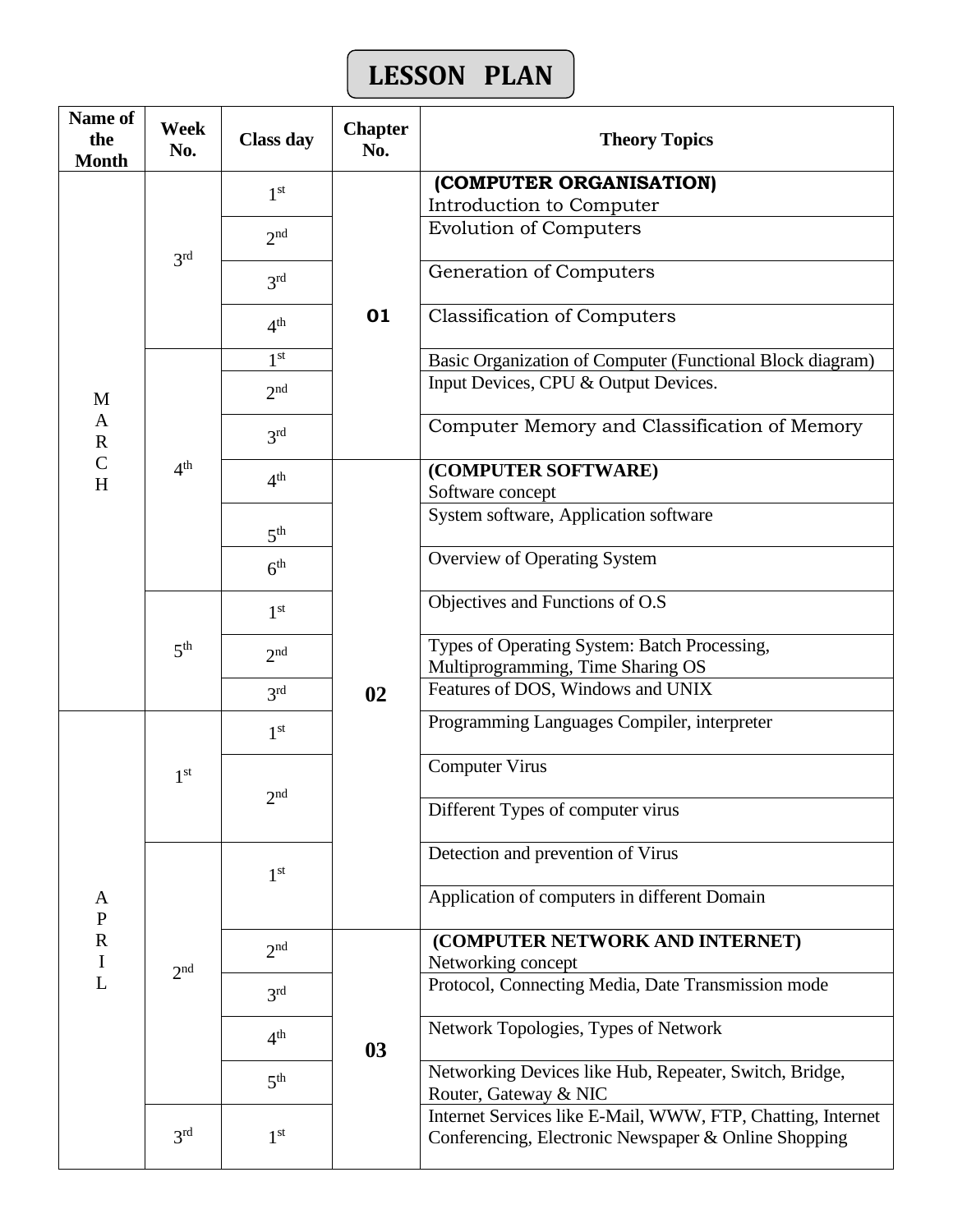# LESSON PLAN

| Name of the Month | Week No. | Class day | Chapter No. | Theory Topics |
|---|---|---|---|---|
| MARCH | 3rd | 1st | 01 | **(COMPUTER ORGANISATION)** Introduction to Computer |
| | | 2nd | | Evolution of Computers |
| | | 3rd | | Generation of Computers |
| | | 4th | | Classification of Computers |
| | 4th | 1st | | Basic Organization of Computer (Functional Block diagram) |
| | | 2nd | | Input Devices, CPU & Output Devices. |
| | | 3rd | | Computer Memory and Classification of Memory |
| | | 4th | 02 | **(COMPUTER SOFTWARE)** Software concept |
| | | 5th | | System software, Application software |
| | | 6th | | Overview of Operating System |
| | 5th | 1st | | Objectives and Functions of O.S |
| | | 2nd | | Types of Operating System: Batch Processing, Multiprogramming, Time Sharing OS |
| | | 3rd | | Features of DOS, Windows and UNIX |
| APRIL | 1st | 1st | | Programming Languages Compiler, interpreter |
| | | 2nd | | Computer Virus |
| | | | | Different Types of computer virus |
| | 2nd | 1st | | Detection and prevention of Virus |
| | | | | Application of computers in different Domain |
| | | 2nd | 03 | **(COMPUTER NETWORK AND INTERNET)** Networking concept |
| | | 3rd | | Protocol, Connecting Media, Date Transmission mode |
| | | 4th | | Network Topologies, Types of Network |
| | | 5th | | Networking Devices like Hub, Repeater, Switch, Bridge, Router, Gateway & NIC |
| | 3rd | 1st | | Internet Services like E-Mail, WWW, FTP, Chatting, Internet Conferencing, Electronic Newspaper & Online Shopping |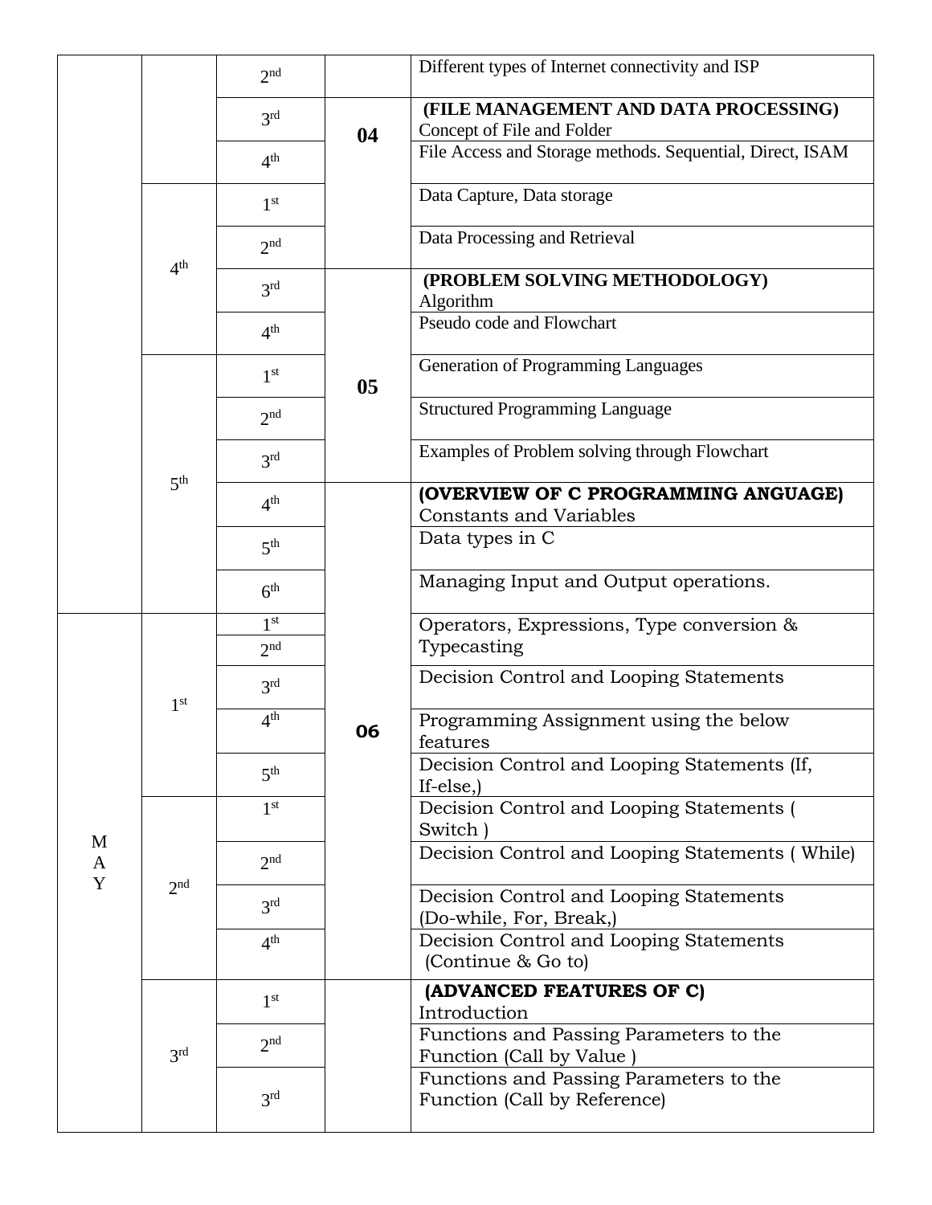| | | 2nd | | Different types of Internet connectivity and ISP |
|---|---|---|---|---|
| | | 3rd | 04 | **(FILE MANAGEMENT AND DATA PROCESSING)** Concept of File and Folder |
| | | 4th | | File Access and Storage methods. Sequential, Direct, ISAM |
| | 4th | 1st | | Data Capture, Data storage |
| | | 2nd | | Data Processing and Retrieval |
| | | 3rd | 05 | **(PROBLEM SOLVING METHODOLOGY)** Algorithm |
| | | 4th | | Pseudo code and Flowchart |
| | 5th | 1st | | Generation of Programming Languages |
| | | 2nd | | Structured Programming Language |
| | | 3rd | | Examples of Problem solving through Flowchart |
| | | 4th | 06 | **(OVERVIEW OF C PROGRAMMING ANGUAGE)** Constants and Variables |
| | | 5th | | Data types in C |
| | | 6th | | Managing Input and Output operations. |
| MAY | 1st | 1st | | Operators, Expressions, Type conversion & Typecasting |
| | | 2nd | | |
| | | 3rd | | Decision Control and Looping Statements |
| | | 4th | | Programming Assignment using the below features |
| | | 5th | | Decision Control and Looping Statements (If, If-else,) |
| | 2nd | 1st | | Decision Control and Looping Statements ( Switch ) |
| | | 2nd | | Decision Control and Looping Statements ( While) |
| | | 3rd | | Decision Control and Looping Statements (Do-while, For, Break,) |
| | | 4th | | Decision Control and Looping Statements (Continue & Go to) |
| | 3rd | 1st | | **(ADVANCED FEATURES OF C)** Introduction |
| | | 2nd | | Functions and Passing Parameters to the Function (Call by Value ) |
| | | 3rd | | Functions and Passing Parameters to the Function (Call by Reference) |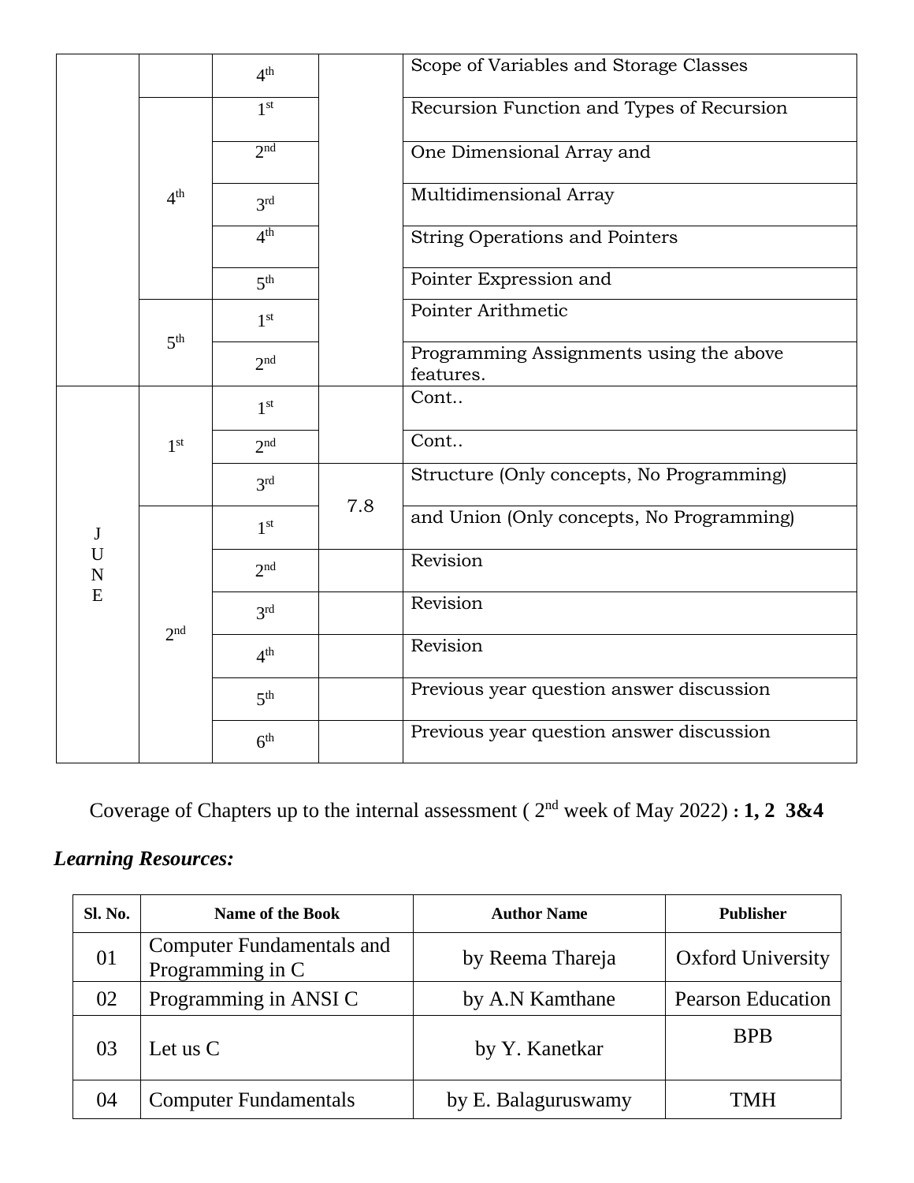| | | | | |
|---|---|---|---|---|
| | | 4th | | Scope of Variables and Storage Classes |
| | 4th | 1st | | Recursion Function and Types of Recursion |
| | | 2nd | | One Dimensional Array and |
| | | 3rd | | Multidimensional Array |
| | | 4th | | String Operations and Pointers |
| | | 5th | | Pointer Expression and |
| | 5th | 1st | | Pointer Arithmetic |
| | | 2nd | | Programming Assignments using the above features. |
| JUNE | 1st | 1st | | Cont.. |
| | | 2nd | | Cont.. |
| | | 3rd | 7.8 | Structure (Only concepts, No Programming) |
| | 2nd | 1st | | and Union (Only concepts, No Programming) |
| | | 2nd | | Revision |
| | | 3rd | | Revision |
| | | 4th | | Revision |
| | | 5th | | Previous year question answer discussion |
| | | 6th | | Previous year question answer discussion |

Coverage of Chapters up to the internal assessment ( 2nd week of May 2022) **: 1, 2 3&4**

***Learning Resources:***

| Sl. No. | Name of the Book | Author Name | Publisher |
|---|---|---|---|
| 01 | Computer Fundamentals and Programming in C | by Reema Thareja | Oxford University |
| 02 | Programming in ANSI C | by A.N Kamthane | Pearson Education |
| 03 | Let us C | by Y. Kanetkar | BPB |
| 04 | Computer Fundamentals | by E. Balaguruswamy | TMH |